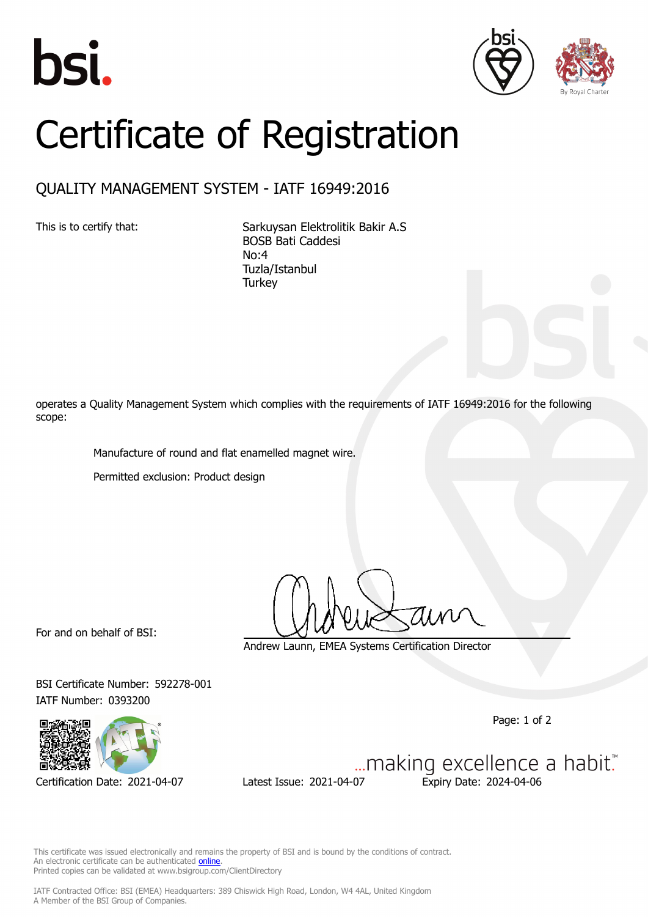# Certificate of Registration

## QUALITY MANAGEMENT SYSTEM - IATF 16949:2016

This is to certify that:

Sarkuysan Elektrolitik Bakir A.S
BOSB Bati Caddesi
No:4
Tuzla/Istanbul
Turkey

operates a Quality Management System which complies with the requirements of IATF 16949:2016 for the following scope:

Manufacture of round and flat enamelled magnet wire.

Permitted exclusion: Product design

For and on behalf of BSI:

Andrew Launn, EMEA Systems Certification Director

BSI Certificate Number: 592278-001
IATF Number: 0393200

Certification Date: 2021-04-07 | Latest Issue: 2021-04-07 | Expiry Date: 2024-04-06

...making excellence a habit.™

This certificate was issued electronically and remains the property of BSI and is bound by the conditions of contract.
An electronic certificate can be authenticated online.
Printed copies can be validated at www.bsigroup.com/ClientDirectory

IATF Contracted Office: BSI (EMEA) Headquarters: 389 Chiswick High Road, London, W4 4AL, United Kingdom
A Member of the BSI Group of Companies.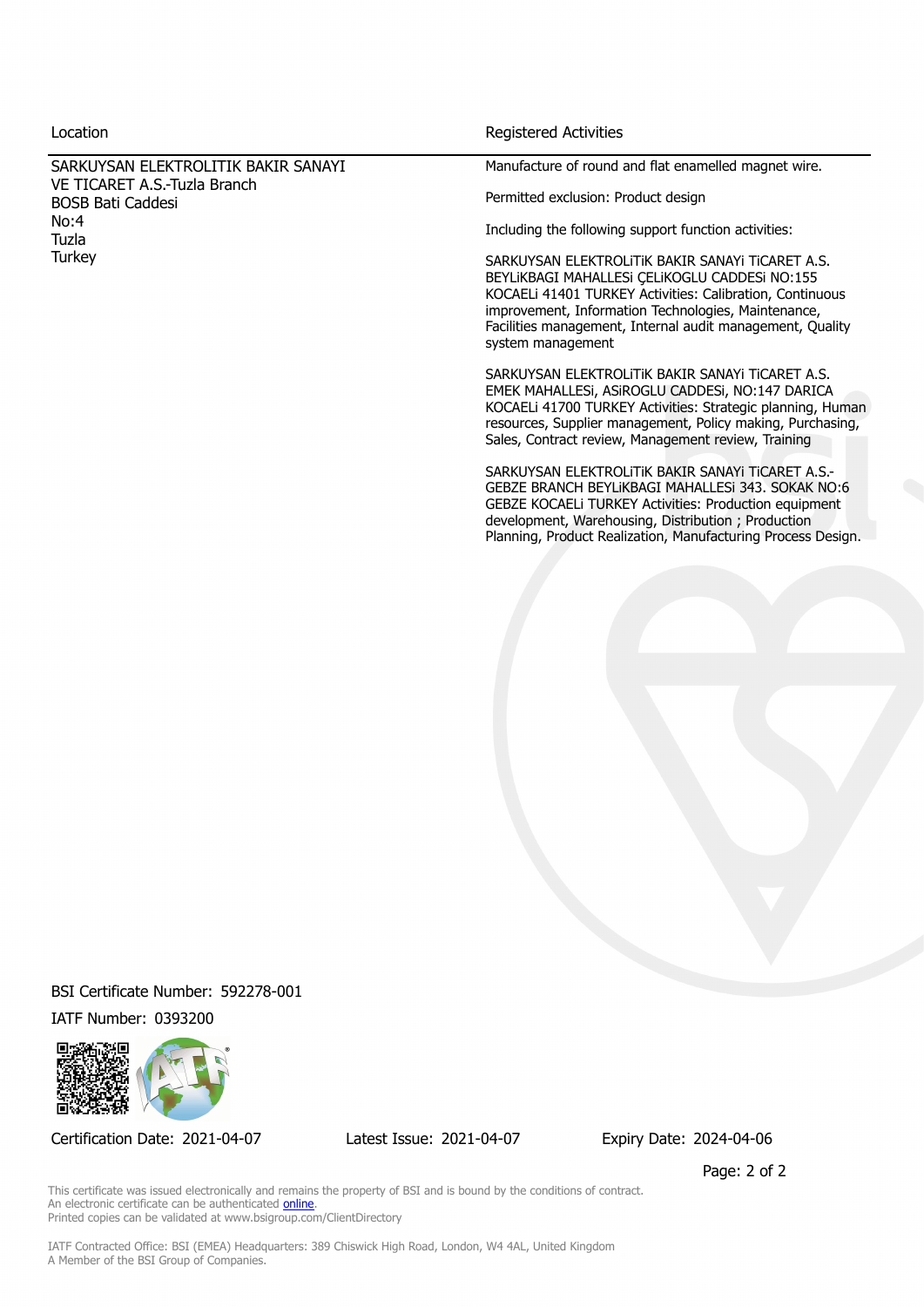| Location | Registered Activities |
| --- | --- |
| SARKUYSAN ELEKTROLITIK BAKIR SANAYI VE TICARET A.S.-Tuzla Branch<br>BOSB Bati Caddesi<br>No:4<br>Tuzla<br>Turkey | Manufacture of round and flat enamelled magnet wire.<br><br>Permitted exclusion: Product design<br><br>Including the following support function activities:<br><br>SARKUYSAN ELEKTROLiTiK BAKIR SANAYi TiCARET A.S. BEYLiKBAGI MAHALLESi ÇELiKOGLU CADDESi NO:155 KOCAELi 41401 TURKEY Activities: Calibration, Continuous improvement, Information Technologies, Maintenance, Facilities management, Internal audit management, Quality system management<br><br>SARKUYSAN ELEKTROLiTiK BAKIR SANAYi TiCARET A.S. EMEK MAHALLESi, ASiROGLU CADDESi, NO:147 DARICA KOCAELi 41700 TURKEY Activities: Strategic planning, Human resources, Supplier management, Policy making, Purchasing, Sales, Contract review, Management review, Training<br><br>SARKUYSAN ELEKTROLiTiK BAKIR SANAYi TiCARET A.S.-GEBZE BRANCH BEYLiKBAGI MAHALLESi 343. SOKAK NO:6 GEBZE KOCAELi TURKEY Activities: Production equipment development, Warehousing, Distribution ; Production Planning, Product Realization, Manufacturing Process Design. |

BSI Certificate Number: 592278-001

IATF Number: 0393200

Certification Date: 2021-04-07 Latest Issue: 2021-04-07 Expiry Date: 2024-04-06

This certificate was issued electronically and remains the property of BSI and is bound by the conditions of contract.
An electronic certificate can be authenticated online.
Printed copies can be validated at www.bsigroup.com/ClientDirectory

IATF Contracted Office: BSI (EMEA) Headquarters: 389 Chiswick High Road, London, W4 4AL, United Kingdom
A Member of the BSI Group of Companies.